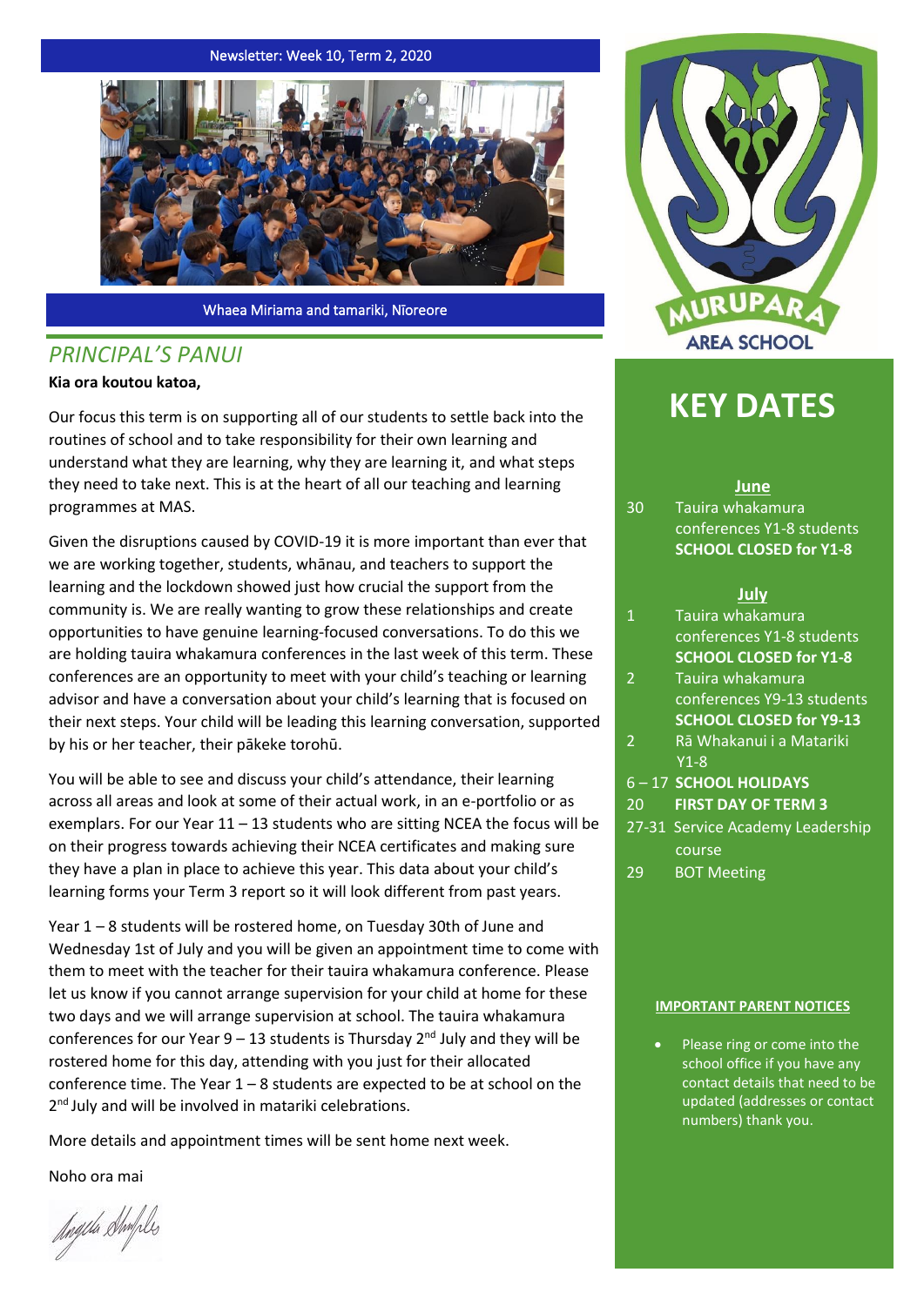Newsletter: Week 10, Term 2, 2020

Whaea Miriama and tamariki, Nīoreore

## PRINCIPAL'S PANUI

**Kia ora koutou katoa,**

Our focus this term is on supporting all of our students to settle back into the routines of school and to take responsibility for their own learning and understand what they are learning, why they are learning it, and what steps they need to take next. This is at the heart of all our teaching and learning programmes at MAS.

Given the disruptions caused by COVID-19 it is more important than ever that we are working together, students, whānau, and teachers to support the learning and the lockdown showed just how crucial the support from the community is. We are really wanting to grow these relationships and create opportunities to have genuine learning-focused conversations. To do this we are holding tauira whakamura conferences in the last week of this term. These conferences are an opportunity to meet with your child's teaching or learning advisor and have a conversation about your child's learning that is focused on their next steps. Your child will be leading this learning conversation, supported by his or her teacher, their pākeke torohū.

You will be able to see and discuss your child's attendance, their learning across all areas and look at some of their actual work, in an e-portfolio or as exemplars. For our Year 11 – 13 students who are sitting NCEA the focus will be on their progress towards achieving their NCEA certificates and making sure they have a plan in place to achieve this year. This data about your child's learning forms your Term 3 report so it will look different from past years.

Year 1 – 8 students will be rostered home, on Tuesday 30th of June and Wednesday 1st of July and you will be given an appointment time to come with them to meet with the teacher for their tauira whakamura conference. Please let us know if you cannot arrange supervision for your child at home for these two days and we will arrange supervision at school. The tauira whakamura conferences for our Year 9 – 13 students is Thursday 2nd July and they will be rostered home for this day, attending with you just for their allocated conference time. The Year 1 – 8 students are expected to be at school on the 2nd July and will be involved in matariki celebrations.

More details and appointment times will be sent home next week.

Noho ora mai

MURUPARA AREA SCHOOL

# KEY DATES

**June**

- 30 Tauira whakamura conferences Y1-8 students **SCHOOL CLOSED for Y1-8**

**July**

- 1 Tauira whakamura conferences Y1-8 students **SCHOOL CLOSED for Y1-8**
- 2 Tauira whakamura conferences Y9-13 students **SCHOOL CLOSED for Y9-13**
- 2 Rā Whakanui i a Matariki Y1-8
- 6 – 17 **SCHOOL HOLIDAYS**
- 20 **FIRST DAY OF TERM 3**
- 27-31 Service Academy Leadership course
- 29 BOT Meeting

**IMPORTANT PARENT NOTICES**

- Please ring or come into the school office if you have any contact details that need to be updated (addresses or contact numbers) thank you.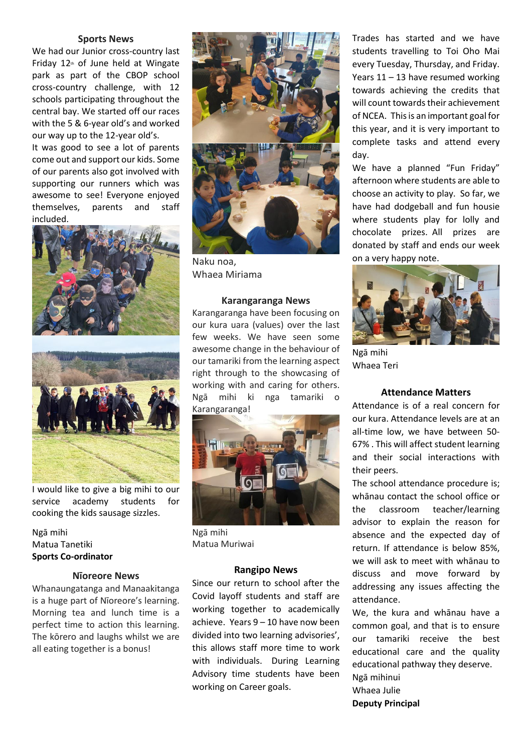## Sports News

We had our Junior cross-country last Friday 12th of June held at Wingate park as part of the CBOP school cross-country challenge, with 12 schools participating throughout the central bay. We started off our races with the 5 & 6-year old's and worked our way up to the 12-year old's.

It was good to see a lot of parents come out and support our kids. Some of our parents also got involved with supporting our runners which was awesome to see! Everyone enjoyed themselves, parents and staff included.

I would like to give a big mihi to our service academy students for cooking the kids sausage sizzles.

Ngā mihi
Matua Tanetiki
**Sports Co-ordinator**

## Nīoreore News

Whanaungatanga and Manaakitanga is a huge part of Nīoreore's learning. Morning tea and lunch time is a perfect time to action this learning. The kōrero and laughs whilst we are all eating together is a bonus!

Naku noa,
Whaea Miriama

## Karangaranga News

Karangaranga have been focusing on our kura uara (values) over the last few weeks. We have seen some awesome change in the behaviour of our tamariki from the learning aspect right through to the showcasing of working with and caring for others. Ngā mihi ki nga tamariki o Karangaranga!

Ngā mihi
Matua Muriwai

## Rangipo News

Since our return to school after the Covid layoff students and staff are working together to academically achieve. Years 9 – 10 have now been divided into two learning advisories', this allows staff more time to work with individuals. During Learning Advisory time students have been working on Career goals.

Trades has started and we have students travelling to Toi Oho Mai every Tuesday, Thursday, and Friday. Years 11 – 13 have resumed working towards achieving the credits that will count towards their achievement of NCEA. This is an important goal for this year, and it is very important to complete tasks and attend every day.

We have a planned "Fun Friday" afternoon where students are able to choose an activity to play. So far, we have had dodgeball and fun housie where students play for lolly and chocolate prizes. All prizes are donated by staff and ends our week on a very happy note.

Ngā mihi
Whaea Teri

## Attendance Matters

Attendance is of a real concern for our kura. Attendance levels are at an all-time low, we have between 50-67% . This will affect student learning and their social interactions with their peers.

The school attendance procedure is; whānau contact the school office or the classroom teacher/learning advisor to explain the reason for absence and the expected day of return. If attendance is below 85%, we will ask to meet with whānau to discuss and move forward by addressing any issues affecting the attendance.

We, the kura and whānau have a common goal, and that is to ensure our tamariki receive the best educational care and the quality educational pathway they deserve.

Ngā mihinui
Whaea Julie
**Deputy Principal**